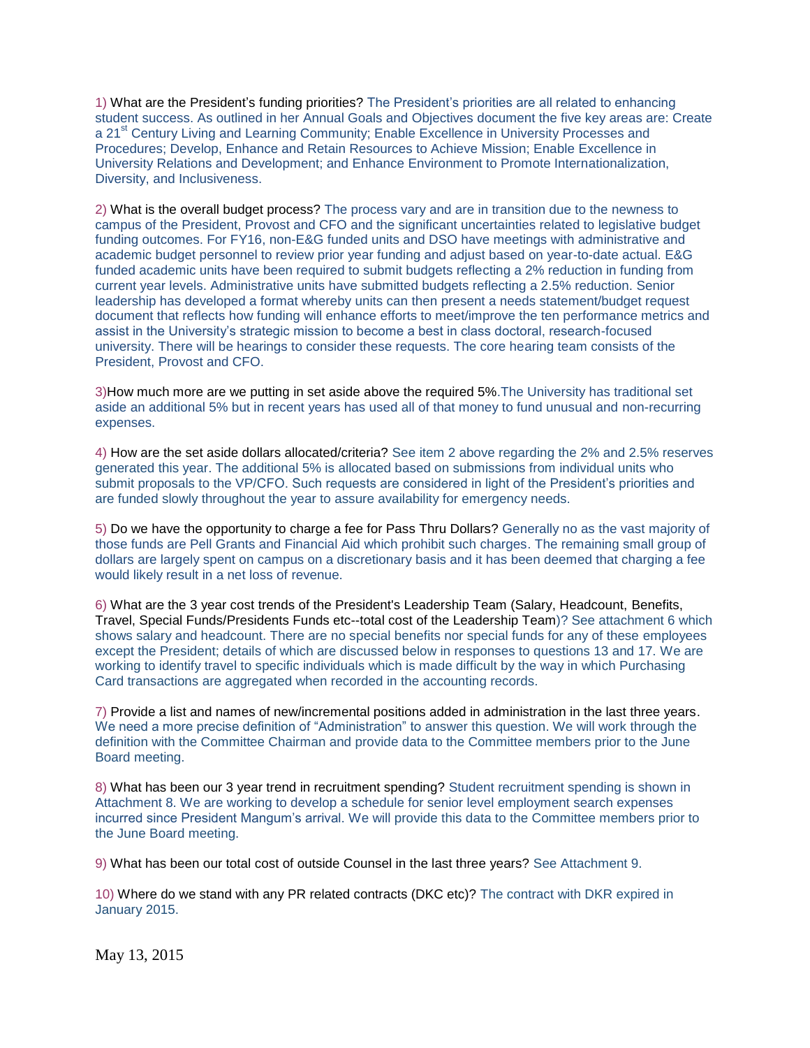1) What are the President's funding priorities? The President's priorities are all related to enhancing student success. As outlined in her Annual Goals and Objectives document the five key areas are: Create a 21st Century Living and Learning Community; Enable Excellence in University Processes and Procedures; Develop, Enhance and Retain Resources to Achieve Mission; Enable Excellence in University Relations and Development; and Enhance Environment to Promote Internationalization, Diversity, and Inclusiveness.

2) What is the overall budget process? The process vary and are in transition due to the newness to campus of the President, Provost and CFO and the significant uncertainties related to legislative budget funding outcomes. For FY16, non-E&G funded units and DSO have meetings with administrative and academic budget personnel to review prior year funding and adjust based on year-to-date actual. E&G funded academic units have been required to submit budgets reflecting a 2% reduction in funding from current year levels. Administrative units have submitted budgets reflecting a 2.5% reduction. Senior leadership has developed a format whereby units can then present a needs statement/budget request document that reflects how funding will enhance efforts to meet/improve the ten performance metrics and assist in the University's strategic mission to become a best in class doctoral, research-focused university. There will be hearings to consider these requests. The core hearing team consists of the President, Provost and CFO.

3)How much more are we putting in set aside above the required 5%.The University has traditional set aside an additional 5% but in recent years has used all of that money to fund unusual and non-recurring expenses.

4) How are the set aside dollars allocated/criteria? See item 2 above regarding the 2% and 2.5% reserves generated this year. The additional 5% is allocated based on submissions from individual units who submit proposals to the VP/CFO. Such requests are considered in light of the President's priorities and are funded slowly throughout the year to assure availability for emergency needs.

5) Do we have the opportunity to charge a fee for Pass Thru Dollars? Generally no as the vast majority of those funds are Pell Grants and Financial Aid which prohibit such charges. The remaining small group of dollars are largely spent on campus on a discretionary basis and it has been deemed that charging a fee would likely result in a net loss of revenue.

6) What are the 3 year cost trends of the President's Leadership Team (Salary, Headcount, Benefits, Travel, Special Funds/Presidents Funds etc--total cost of the Leadership Team)? See attachment 6 which shows salary and headcount. There are no special benefits nor special funds for any of these employees except the President; details of which are discussed below in responses to questions 13 and 17. We are working to identify travel to specific individuals which is made difficult by the way in which Purchasing Card transactions are aggregated when recorded in the accounting records.

7) Provide a list and names of new/incremental positions added in administration in the last three years. We need a more precise definition of "Administration" to answer this question. We will work through the definition with the Committee Chairman and provide data to the Committee members prior to the June Board meeting.

8) What has been our 3 year trend in recruitment spending? Student recruitment spending is shown in Attachment 8. We are working to develop a schedule for senior level employment search expenses incurred since President Mangum's arrival. We will provide this data to the Committee members prior to the June Board meeting.

9) What has been our total cost of outside Counsel in the last three years? See Attachment 9.

10) Where do we stand with any PR related contracts (DKC etc)? The contract with DKR expired in January 2015.

May 13, 2015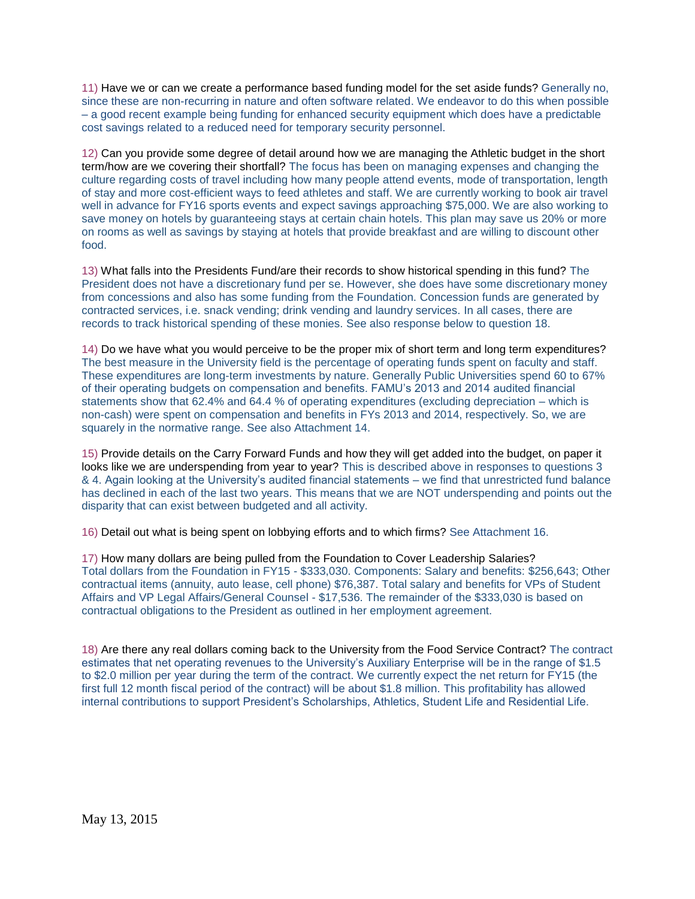11) Have we or can we create a performance based funding model for the set aside funds? Generally no, since these are non-recurring in nature and often software related. We endeavor to do this when possible – a good recent example being funding for enhanced security equipment which does have a predictable cost savings related to a reduced need for temporary security personnel.

12) Can you provide some degree of detail around how we are managing the Athletic budget in the short term/how are we covering their shortfall? The focus has been on managing expenses and changing the culture regarding costs of travel including how many people attend events, mode of transportation, length of stay and more cost-efficient ways to feed athletes and staff. We are currently working to book air travel well in advance for FY16 sports events and expect savings approaching $75,000. We are also working to save money on hotels by guaranteeing stays at certain chain hotels. This plan may save us 20% or more on rooms as well as savings by staying at hotels that provide breakfast and are willing to discount other food.

13) What falls into the Presidents Fund/are their records to show historical spending in this fund? The President does not have a discretionary fund per se. However, she does have some discretionary money from concessions and also has some funding from the Foundation. Concession funds are generated by contracted services, i.e. snack vending; drink vending and laundry services. In all cases, there are records to track historical spending of these monies. See also response below to question 18.

14) Do we have what you would perceive to be the proper mix of short term and long term expenditures? The best measure in the University field is the percentage of operating funds spent on faculty and staff. These expenditures are long-term investments by nature. Generally Public Universities spend 60 to 67% of their operating budgets on compensation and benefits. FAMU's 2013 and 2014 audited financial statements show that 62.4% and 64.4 % of operating expenditures (excluding depreciation – which is non-cash) were spent on compensation and benefits in FYs 2013 and 2014, respectively. So, we are squarely in the normative range. See also Attachment 14.

15) Provide details on the Carry Forward Funds and how they will get added into the budget, on paper it looks like we are underspending from year to year? This is described above in responses to questions 3 & 4. Again looking at the University's audited financial statements – we find that unrestricted fund balance has declined in each of the last two years. This means that we are NOT underspending and points out the disparity that can exist between budgeted and all activity.

16) Detail out what is being spent on lobbying efforts and to which firms? See Attachment 16.

17) How many dollars are being pulled from the Foundation to Cover Leadership Salaries? Total dollars from the Foundation in FY15 - $333,030. Components: Salary and benefits: $256,643; Other contractual items (annuity, auto lease, cell phone) $76,387. Total salary and benefits for VPs of Student Affairs and VP Legal Affairs/General Counsel - $17,536. The remainder of the $333,030 is based on contractual obligations to the President as outlined in her employment agreement.

18) Are there any real dollars coming back to the University from the Food Service Contract? The contract estimates that net operating revenues to the University's Auxiliary Enterprise will be in the range of $1.5 to $2.0 million per year during the term of the contract. We currently expect the net return for FY15 (the first full 12 month fiscal period of the contract) will be about $1.8 million. This profitability has allowed internal contributions to support President's Scholarships, Athletics, Student Life and Residential Life.

May 13, 2015